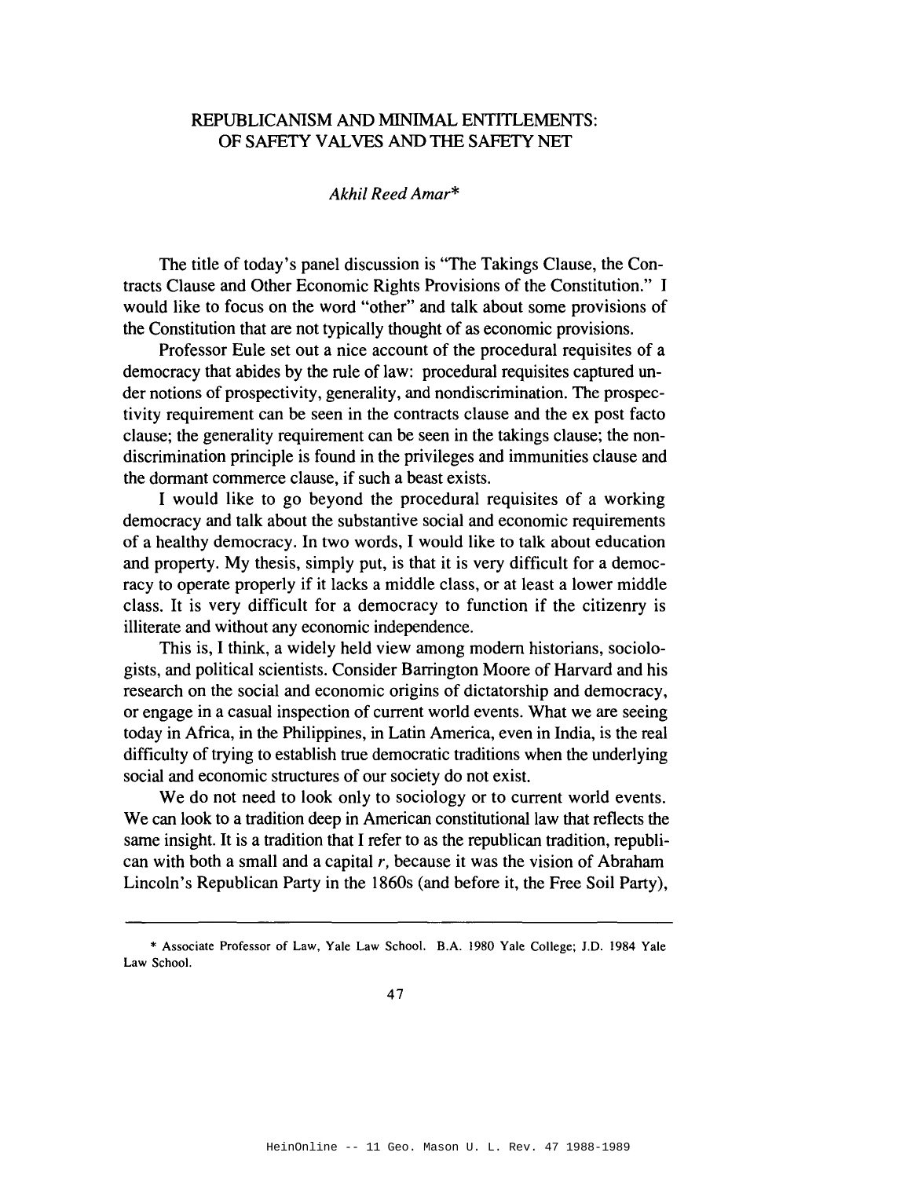# REPUBLICANISM AND MINIMAL ENTITLEMENTS: OF SAFETY VALVES AND THE SAFETY NET

*Akhil Reed Amar\**

The title of today's panel discussion is "The Takings Clause, the Contracts Clause and Other Economic Rights Provisions of the Constitution." I would like to focus on the word "other" and talk about some provisions of the Constitution that are not typically thought of as economic provisions.

Professor Eule set out a nice account of the procedural requisites of a democracy that abides by the rule of law: procedural requisites captured under notions of prospectivity, generality, and nondiscrimination. The prospectivity requirement can be seen in the contracts clause and the ex post facto clause; the generality requirement can be seen in the takings clause; the nondiscrimination principle is found in the privileges and immunities clause and the dormant commerce clause, if such a beast exists.

I would like to go beyond the procedural requisites of a working democracy and talk about the substantive social and economic requirements of a healthy democracy. In two words, I would like to talk about education and property. My thesis, simply put, is that it is very difficult for a democracy to operate properly if it lacks a middle class, or at least a lower middle class. It is very difficult for a democracy to function if the citizenry is illiterate and without any economic independence.

This is, I think, a widely held view among modern historians, sociologists, and political scientists. Consider Barrington Moore of Harvard and his research on the social and economic origins of dictatorship and democracy, or engage in a casual inspection of current world events. What we are seeing today in Africa, in the Philippines, in Latin America, even in India, is the real difficulty of trying to establish true democratic traditions when the underlying social and economic structures of our society do not exist.

We do not need to look only to sociology or to current world events. We can look to a tradition deep in American constitutional law that reflects the same insight. It is a tradition that I refer to as the republican tradition, republican with both a small and a capital *r*, because it was the vision of Abraham Lincoln's Republican Party in the 1860s (and before it, the Free Soil Party),

---

\* Associate Professor of Law, Yale Law School. B.A. 1980 Yale College; J.D. 1984 Yale Law School.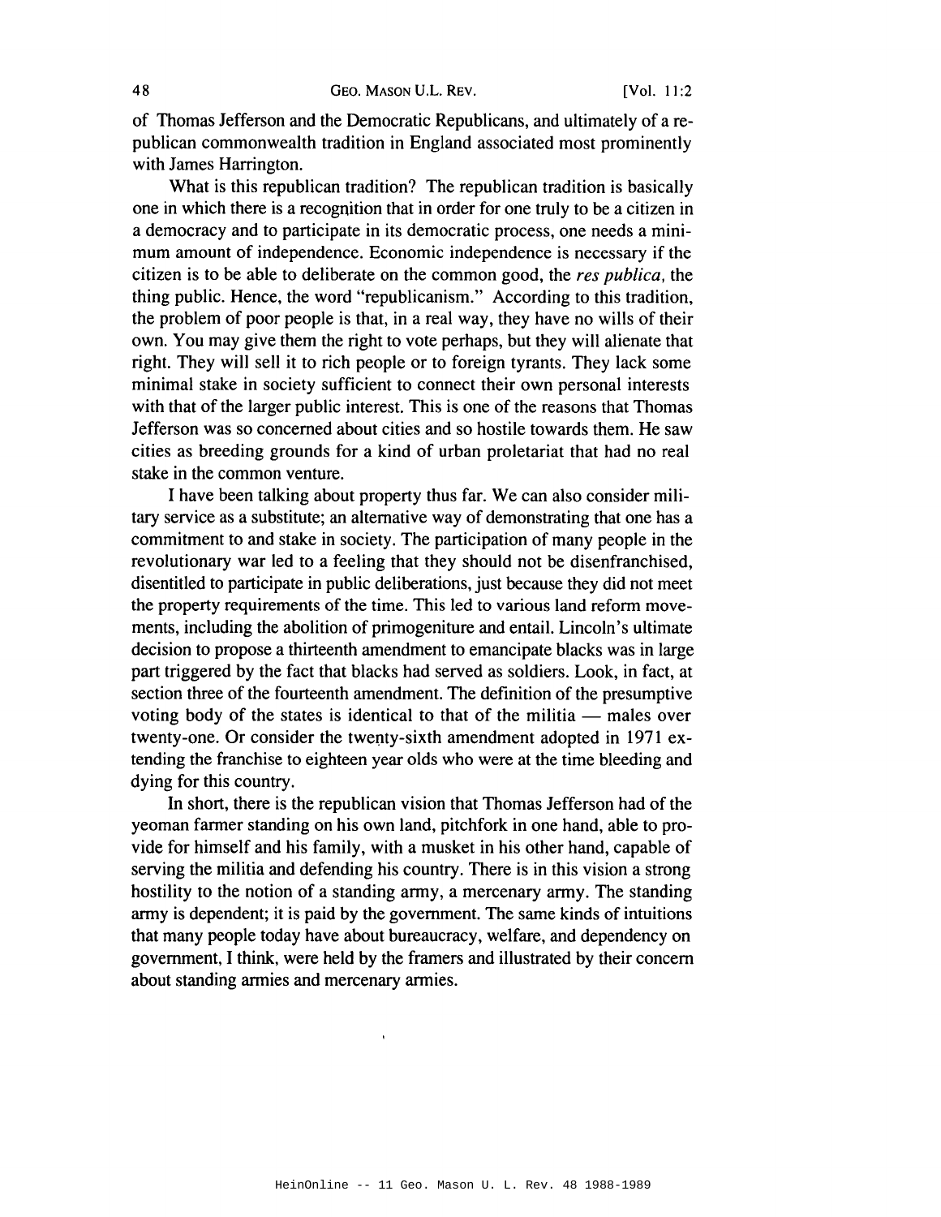of Thomas Jefferson and the Democratic Republicans, and ultimately of a republican commonwealth tradition in England associated most prominently with James Harrington.

What is this republican tradition? The republican tradition is basically one in which there is a recognition that in order for one truly to be a citizen in a democracy and to participate in its democratic process, one needs a minimum amount of independence. Economic independence is necessary if the citizen is to be able to deliberate on the common good, the *res publica,* the thing public. Hence, the word "republicanism." According to this tradition, the problem of poor people is that, in a real way, they have no wills of their own. You may give them the right to vote perhaps, but they will alienate that right. They will sell it to rich people or to foreign tyrants. They lack some minimal stake in society sufficient to connect their own personal interests with that of the larger public interest. This is one of the reasons that Thomas Jefferson was so concerned about cities and so hostile towards them. He saw cities as breeding grounds for a kind of urban proletariat that had no real stake in the common venture.

I have been talking about property thus far. We can also consider military service as a substitute; an alternative way of demonstrating that one has a commitment to and stake in society. The participation of many people in the revolutionary war led to a feeling that they should not be disenfranchised, disentitled to participate in public deliberations, just because they did not meet the property requirements of the time. This led to various land reform movements, including the abolition of primogeniture and entail. Lincoln's ultimate decision to propose a thirteenth amendment to emancipate blacks was in large part triggered by the fact that blacks had served as soldiers. Look, in fact, at section three of the fourteenth amendment. The definition of the presumptive voting body of the states is identical to that of the militia — males over twenty-one. Or consider the twenty-sixth amendment adopted in 1971 extending the franchise to eighteen year olds who were at the time bleeding and dying for this country.

In short, there is the republican vision that Thomas Jefferson had of the yeoman farmer standing on his own land, pitchfork in one hand, able to provide for himself and his family, with a musket in his other hand, capable of serving the militia and defending his country. There is in this vision a strong hostility to the notion of a standing army, a mercenary army. The standing army is dependent; it is paid by the government. The same kinds of intuitions that many people today have about bureaucracy, welfare, and dependency on government, I think, were held by the framers and illustrated by their concern about standing armies and mercenary armies.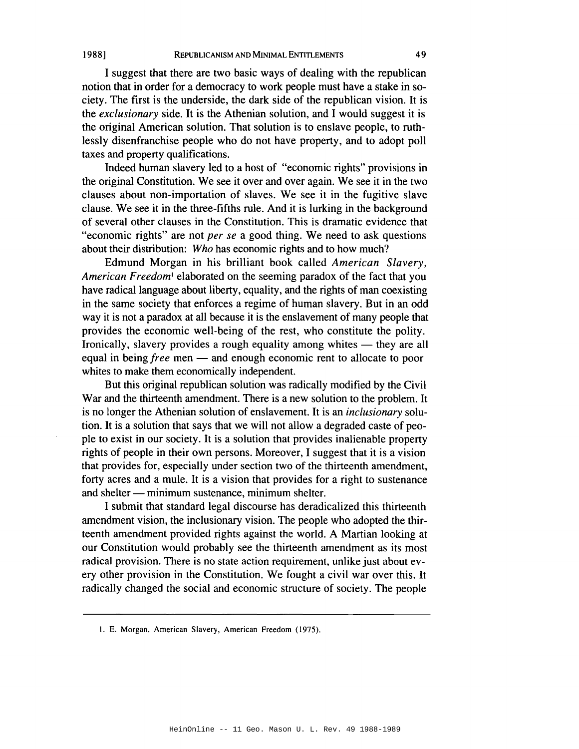I suggest that there are two basic ways of dealing with the republican notion that in order for a democracy to work people must have a stake in society. The first is the underside, the dark side of the republican vision. It is the *exclusionary* side. It is the Athenian solution, and I would suggest it is the original American solution. That solution is to enslave people, to ruthlessly disenfranchise people who do not have property, and to adopt poll taxes and property qualifications.

Indeed human slavery led to a host of "economic rights" provisions in the original Constitution. We see it over and over again. We see it in the two clauses about non-importation of slaves. We see it in the fugitive slave clause. We see it in the three-fifths rule. And it is lurking in the background of several other clauses in the Constitution. This is dramatic evidence that "economic rights" are not *per se* a good thing. We need to ask questions about their distribution: *Who* has economic rights and to how much?

Edmund Morgan in his brilliant book called *American Slavery, American Freedom*[1] elaborated on the seeming paradox of the fact that you have radical language about liberty, equality, and the rights of man coexisting in the same society that enforces a regime of human slavery. But in an odd way it is not a paradox at all because it is the enslavement of many people that provides the economic well-being of the rest, who constitute the polity. Ironically, slavery provides a rough equality among whites — they are all equal in being *free* men — and enough economic rent to allocate to poor whites to make them economically independent.

But this original republican solution was radically modified by the Civil War and the thirteenth amendment. There is a new solution to the problem. It is no longer the Athenian solution of enslavement. It is an *inclusionary* solution. It is a solution that says that we will not allow a degraded caste of people to exist in our society. It is a solution that provides inalienable property rights of people in their own persons. Moreover, I suggest that it is a vision that provides for, especially under section two of the thirteenth amendment, forty acres and a mule. It is a vision that provides for a right to sustenance and shelter — minimum sustenance, minimum shelter.

I submit that standard legal discourse has deradicalized this thirteenth amendment vision, the inclusionary vision. The people who adopted the thirteenth amendment provided rights against the world. A Martian looking at our Constitution would probably see the thirteenth amendment as its most radical provision. There is no state action requirement, unlike just about every other provision in the Constitution. We fought a civil war over this. It radically changed the social and economic structure of society. The people

1. E. Morgan, American Slavery, American Freedom (1975).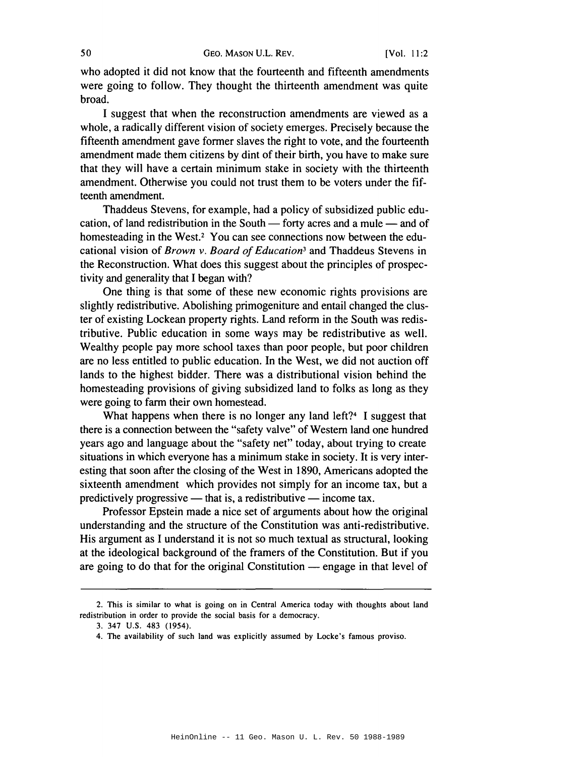who adopted it did not know that the fourteenth and fifteenth amendments were going to follow. They thought the thirteenth amendment was quite broad.

I suggest that when the reconstruction amendments are viewed as a whole, a radically different vision of society emerges. Precisely because the fifteenth amendment gave former slaves the right to vote, and the fourteenth amendment made them citizens by dint of their birth, you have to make sure that they will have a certain minimum stake in society with the thirteenth amendment. Otherwise you could not trust them to be voters under the fifteenth amendment.

Thaddeus Stevens, for example, had a policy of subsidized public education, of land redistribution in the South — forty acres and a mule — and of homesteading in the West.[2] You can see connections now between the educational vision of *Brown v. Board of Education*[3] and Thaddeus Stevens in the Reconstruction. What does this suggest about the principles of prospectivity and generality that I began with?

One thing is that some of these new economic rights provisions are slightly redistributive. Abolishing primogeniture and entail changed the cluster of existing Lockean property rights. Land reform in the South was redistributive. Public education in some ways may be redistributive as well. Wealthy people pay more school taxes than poor people, but poor children are no less entitled to public education. In the West, we did not auction off lands to the highest bidder. There was a distributional vision behind the homesteading provisions of giving subsidized land to folks as long as they were going to farm their own homestead.

What happens when there is no longer any land left?[4] I suggest that there is a connection between the "safety valve" of Western land one hundred years ago and language about the "safety net" today, about trying to create situations in which everyone has a minimum stake in society. It is very interesting that soon after the closing of the West in 1890, Americans adopted the sixteenth amendment which provides not simply for an income tax, but a predictively progressive — that is, a redistributive — income tax.

Professor Epstein made a nice set of arguments about how the original understanding and the structure of the Constitution was anti-redistributive. His argument as I understand it is not so much textual as structural, looking at the ideological background of the framers of the Constitution. But if you are going to do that for the original Constitution — engage in that level of

---

2. This is similar to what is going on in Central America today with thoughts about land redistribution in order to provide the social basis for a democracy.

3. 347 U.S. 483 (1954).

4. The availability of such land was explicitly assumed by Locke's famous proviso.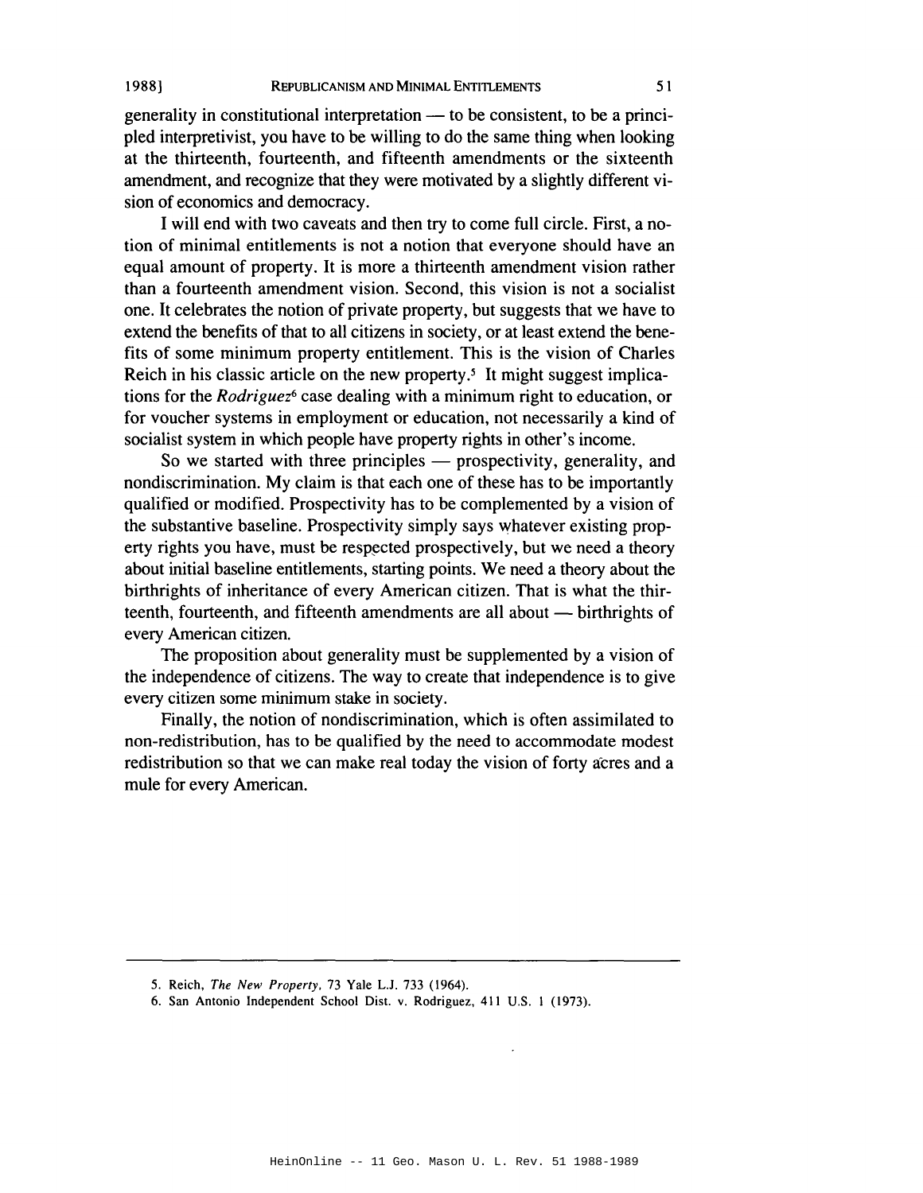generality in constitutional interpretation — to be consistent, to be a principled interpretivist, you have to be willing to do the same thing when looking at the thirteenth, fourteenth, and fifteenth amendments or the sixteenth amendment, and recognize that they were motivated by a slightly different vision of economics and democracy.

I will end with two caveats and then try to come full circle. First, a notion of minimal entitlements is not a notion that everyone should have an equal amount of property. It is more a thirteenth amendment vision rather than a fourteenth amendment vision. Second, this vision is not a socialist one. It celebrates the notion of private property, but suggests that we have to extend the benefits of that to all citizens in society, or at least extend the benefits of some minimum property entitlement. This is the vision of Charles Reich in his classic article on the new property.[5] It might suggest implications for the *Rodriguez*[6] case dealing with a minimum right to education, or for voucher systems in employment or education, not necessarily a kind of socialist system in which people have property rights in other's income.

So we started with three principles — prospectivity, generality, and nondiscrimination. My claim is that each one of these has to be importantly qualified or modified. Prospectivity has to be complemented by a vision of the substantive baseline. Prospectivity simply says whatever existing property rights you have, must be respected prospectively, but we need a theory about initial baseline entitlements, starting points. We need a theory about the birthrights of inheritance of every American citizen. That is what the thirteenth, fourteenth, and fifteenth amendments are all about — birthrights of every American citizen.

The proposition about generality must be supplemented by a vision of the independence of citizens. The way to create that independence is to give every citizen some minimum stake in society.

Finally, the notion of nondiscrimination, which is often assimilated to non-redistribution, has to be qualified by the need to accommodate modest redistribution so that we can make real today the vision of forty acres and a mule for every American.

---

5. Reich, *The New Property*, 73 Yale L.J. 733 (1964).

6. San Antonio Independent School Dist. v. Rodriguez, 411 U.S. 1 (1973).